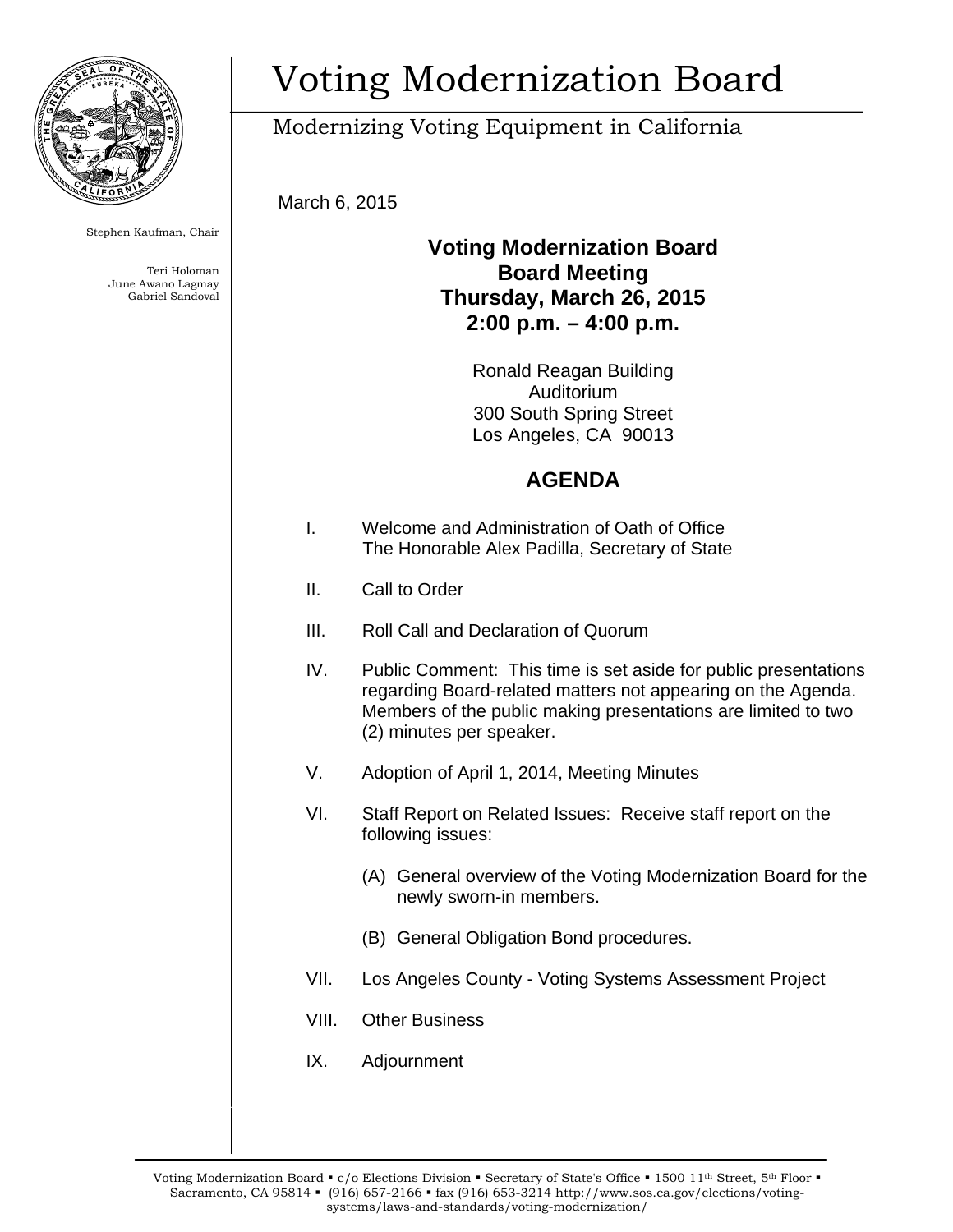# Voting Modernization Board

Modernizing Voting Equipment in California

Stephen Kaufman, Chair

Teri Holoman
June Awano Lagmay
Gabriel Sandoval

March 6, 2015

## Voting Modernization Board
## Board Meeting
## Thursday, March 26, 2015
## 2:00 p.m. – 4:00 p.m.

Ronald Reagan Building
Auditorium
300 South Spring Street
Los Angeles, CA 90013

## AGENDA

I. Welcome and Administration of Oath of Office
The Honorable Alex Padilla, Secretary of State

II. Call to Order

III. Roll Call and Declaration of Quorum

IV. Public Comment: This time is set aside for public presentations regarding Board-related matters not appearing on the Agenda. Members of the public making presentations are limited to two (2) minutes per speaker.

V. Adoption of April 1, 2014, Meeting Minutes

VI. Staff Report on Related Issues: Receive staff report on the following issues:

(A) General overview of the Voting Modernization Board for the newly sworn-in members.

(B) General Obligation Bond procedures.

VII. Los Angeles County - Voting Systems Assessment Project

VIII. Other Business

IX. Adjournment

Voting Modernization Board ▪ c/o Elections Division ▪ Secretary of State's Office ▪ 1500 11th Street, 5th Floor ▪ Sacramento, CA 95814 ▪ (916) 657-2166 ▪ fax (916) 653-3214 http://www.sos.ca.gov/elections/voting-systems/laws-and-standards/voting-modernization/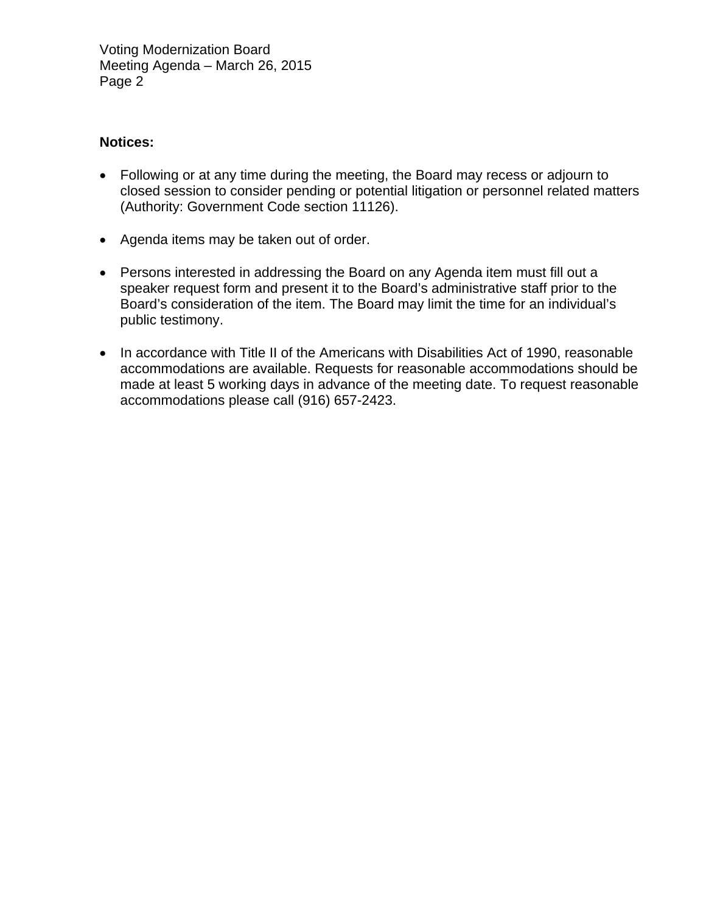**Notices:**

- Following or at any time during the meeting, the Board may recess or adjourn to closed session to consider pending or potential litigation or personnel related matters (Authority: Government Code section 11126).

- Agenda items may be taken out of order.

- Persons interested in addressing the Board on any Agenda item must fill out a speaker request form and present it to the Board's administrative staff prior to the Board's consideration of the item. The Board may limit the time for an individual's public testimony.

- In accordance with Title II of the Americans with Disabilities Act of 1990, reasonable accommodations are available. Requests for reasonable accommodations should be made at least 5 working days in advance of the meeting date. To request reasonable accommodations please call (916) 657-2423.